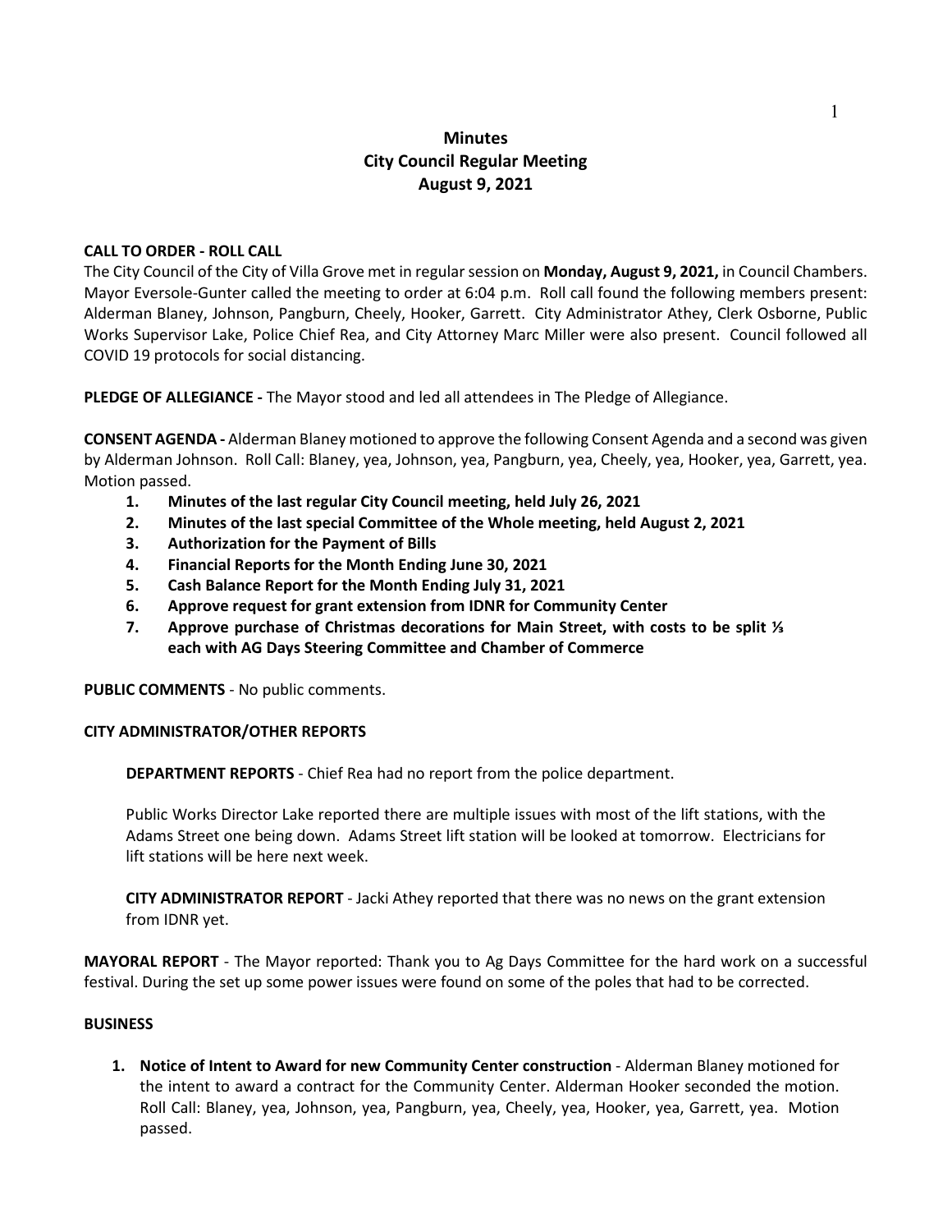# Minutes
## City Council Regular Meeting
## August 9, 2021

**CALL TO ORDER - ROLL CALL**

The City Council of the City of Villa Grove met in regular session on **Monday, August 9, 2021,** in Council Chambers. Mayor Eversole-Gunter called the meeting to order at 6:04 p.m. Roll call found the following members present: Alderman Blaney, Johnson, Pangburn, Cheely, Hooker, Garrett. City Administrator Athey, Clerk Osborne, Public Works Supervisor Lake, Police Chief Rea, and City Attorney Marc Miller were also present. Council followed all COVID 19 protocols for social distancing.

**PLEDGE OF ALLEGIANCE -** The Mayor stood and led all attendees in The Pledge of Allegiance.

**CONSENT AGENDA -** Alderman Blaney motioned to approve the following Consent Agenda and a second was given by Alderman Johnson. Roll Call: Blaney, yea, Johnson, yea, Pangburn, yea, Cheely, yea, Hooker, yea, Garrett, yea. Motion passed.

1. **Minutes of the last regular City Council meeting, held July 26, 2021**
2. **Minutes of the last special Committee of the Whole meeting, held August 2, 2021**
3. **Authorization for the Payment of Bills**
4. **Financial Reports for the Month Ending June 30, 2021**
5. **Cash Balance Report for the Month Ending July 31, 2021**
6. **Approve request for grant extension from IDNR for Community Center**
7. **Approve purchase of Christmas decorations for Main Street, with costs to be split ⅓ each with AG Days Steering Committee and Chamber of Commerce**

**PUBLIC COMMENTS** - No public comments.

**CITY ADMINISTRATOR/OTHER REPORTS**

**DEPARTMENT REPORTS** - Chief Rea had no report from the police department.

Public Works Director Lake reported there are multiple issues with most of the lift stations, with the Adams Street one being down. Adams Street lift station will be looked at tomorrow. Electricians for lift stations will be here next week.

**CITY ADMINISTRATOR REPORT** - Jacki Athey reported that there was no news on the grant extension from IDNR yet.

**MAYORAL REPORT** - The Mayor reported: Thank you to Ag Days Committee for the hard work on a successful festival. During the set up some power issues were found on some of the poles that had to be corrected.

**BUSINESS**

1. **Notice of Intent to Award for new Community Center construction** - Alderman Blaney motioned for the intent to award a contract for the Community Center. Alderman Hooker seconded the motion. Roll Call: Blaney, yea, Johnson, yea, Pangburn, yea, Cheely, yea, Hooker, yea, Garrett, yea. Motion passed.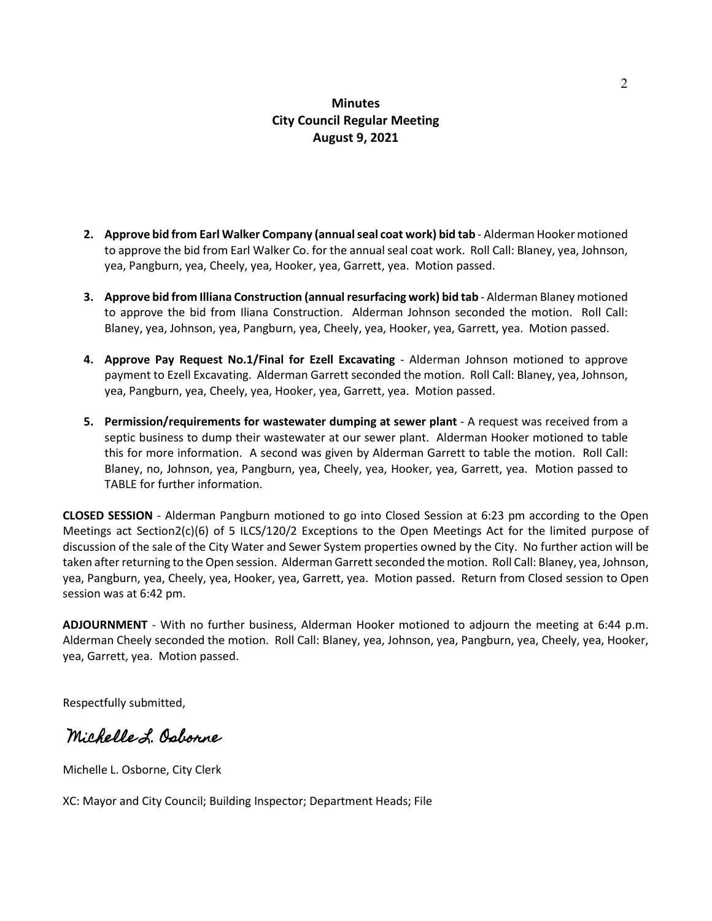**Minutes**
**City Council Regular Meeting**
**August 9, 2021**

2. **Approve bid from Earl Walker Company (annual seal coat work) bid tab** - Alderman Hooker motioned to approve the bid from Earl Walker Co. for the annual seal coat work. Roll Call: Blaney, yea, Johnson, yea, Pangburn, yea, Cheely, yea, Hooker, yea, Garrett, yea. Motion passed.

3. **Approve bid from Illiana Construction (annual resurfacing work) bid tab** - Alderman Blaney motioned to approve the bid from Iliana Construction. Alderman Johnson seconded the motion. Roll Call: Blaney, yea, Johnson, yea, Pangburn, yea, Cheely, yea, Hooker, yea, Garrett, yea. Motion passed.

4. **Approve Pay Request No.1/Final for Ezell Excavating** - Alderman Johnson motioned to approve payment to Ezell Excavating. Alderman Garrett seconded the motion. Roll Call: Blaney, yea, Johnson, yea, Pangburn, yea, Cheely, yea, Hooker, yea, Garrett, yea. Motion passed.

5. **Permission/requirements for wastewater dumping at sewer plant** - A request was received from a septic business to dump their wastewater at our sewer plant. Alderman Hooker motioned to table this for more information. A second was given by Alderman Garrett to table the motion. Roll Call: Blaney, no, Johnson, yea, Pangburn, yea, Cheely, yea, Hooker, yea, Garrett, yea. Motion passed to TABLE for further information.

**CLOSED SESSION** - Alderman Pangburn motioned to go into Closed Session at 6:23 pm according to the Open Meetings act Section2(c)(6) of 5 ILCS/120/2 Exceptions to the Open Meetings Act for the limited purpose of discussion of the sale of the City Water and Sewer System properties owned by the City. No further action will be taken after returning to the Open session. Alderman Garrett seconded the motion. Roll Call: Blaney, yea, Johnson, yea, Pangburn, yea, Cheely, yea, Hooker, yea, Garrett, yea. Motion passed. Return from Closed session to Open session was at 6:42 pm.

**ADJOURNMENT** - With no further business, Alderman Hooker motioned to adjourn the meeting at 6:44 p.m. Alderman Cheely seconded the motion. Roll Call: Blaney, yea, Johnson, yea, Pangburn, yea, Cheely, yea, Hooker, yea, Garrett, yea. Motion passed.

Respectfully submitted,

*Michelle L. Osborne*

Michelle L. Osborne, City Clerk

XC: Mayor and City Council; Building Inspector; Department Heads; File